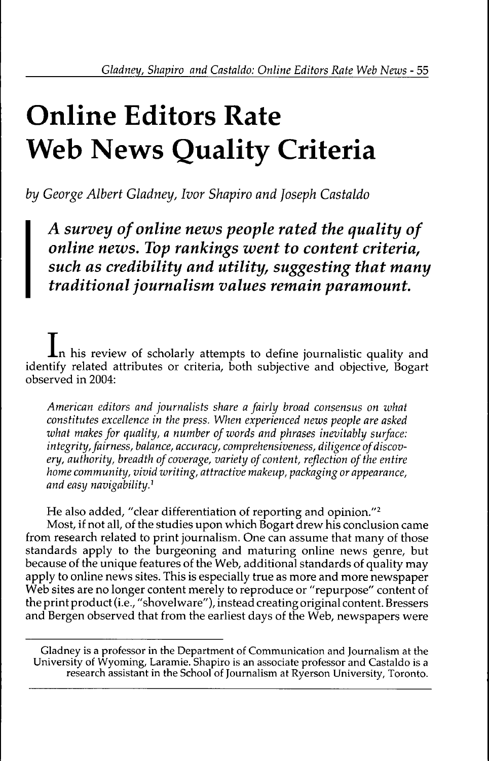# Online Editors Rate Web News Quality Criteria

*by George Albert Gladney, Ivor Shapiro and Joseph Castaldo*

***A survey of online news people rated the quality of online news. Top rankings went to content criteria, such as credibility and utility, suggesting that many traditional journalism values remain paramount.***

In his review of scholarly attempts to define journalistic quality and identify related attributes or criteria, both subjective and objective, Bogart observed in 2004:

> *American editors and journalists share a fairly broad consensus on what constitutes excellence in the press. When experienced news people are asked what makes for quality, a number of words and phrases inevitably surface: integrity, fairness, balance, accuracy, comprehensiveness, diligence of discovery, authority, breadth of coverage, variety of content, reflection of the entire home community, vivid writing, attractive makeup, packaging or appearance, and easy navigability.*[1]

He also added, "clear differentiation of reporting and opinion."[2]

Most, if not all, of the studies upon which Bogart drew his conclusion came from research related to print journalism. One can assume that many of those standards apply to the burgeoning and maturing online news genre, but because of the unique features of the Web, additional standards of quality may apply to online news sites. This is especially true as more and more newspaper Web sites are no longer content merely to reproduce or "repurpose" content of the print product (i.e., "shovelware"), instead creating original content. Bressers and Bergen observed that from the earliest days of the Web, newspapers were

---

Gladney is a professor in the Department of Communication and Journalism at the University of Wyoming, Laramie. Shapiro is an associate professor and Castaldo is a research assistant in the School of Journalism at Ryerson University, Toronto.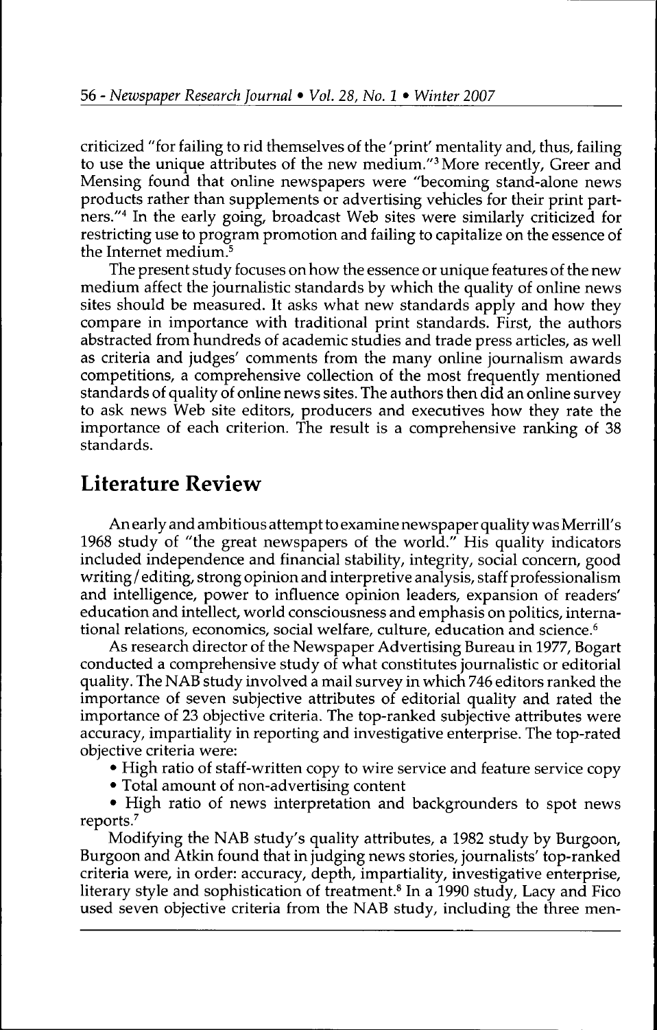criticized "for failing to rid themselves of the 'print' mentality and, thus, failing to use the unique attributes of the new medium."[3] More recently, Greer and Mensing found that online newspapers were "becoming stand-alone news products rather than supplements or advertising vehicles for their print partners."[4] In the early going, broadcast Web sites were similarly criticized for restricting use to program promotion and failing to capitalize on the essence of the Internet medium.[5]

The present study focuses on how the essence or unique features of the new medium affect the journalistic standards by which the quality of online news sites should be measured. It asks what new standards apply and how they compare in importance with traditional print standards. First, the authors abstracted from hundreds of academic studies and trade press articles, as well as criteria and judges' comments from the many online journalism awards competitions, a comprehensive collection of the most frequently mentioned standards of quality of online news sites. The authors then did an online survey to ask news Web site editors, producers and executives how they rate the importance of each criterion. The result is a comprehensive ranking of 38 standards.

## Literature Review

An early and ambitious attempt to examine newspaper quality was Merrill's 1968 study of "the great newspapers of the world." His quality indicators included independence and financial stability, integrity, social concern, good writing/editing, strong opinion and interpretive analysis, staff professionalism and intelligence, power to influence opinion leaders, expansion of readers' education and intellect, world consciousness and emphasis on politics, international relations, economics, social welfare, culture, education and science.[6]

As research director of the Newspaper Advertising Bureau in 1977, Bogart conducted a comprehensive study of what constitutes journalistic or editorial quality. The NAB study involved a mail survey in which 746 editors ranked the importance of seven subjective attributes of editorial quality and rated the importance of 23 objective criteria. The top-ranked subjective attributes were accuracy, impartiality in reporting and investigative enterprise. The top-rated objective criteria were:

- High ratio of staff-written copy to wire service and feature service copy
- Total amount of non-advertising content
- High ratio of news interpretation and backgrounders to spot news reports.[7]

Modifying the NAB study's quality attributes, a 1982 study by Burgoon, Burgoon and Atkin found that in judging news stories, journalists' top-ranked criteria were, in order: accuracy, depth, impartiality, investigative enterprise, literary style and sophistication of treatment.[8] In a 1990 study, Lacy and Fico used seven objective criteria from the NAB study, including the three men-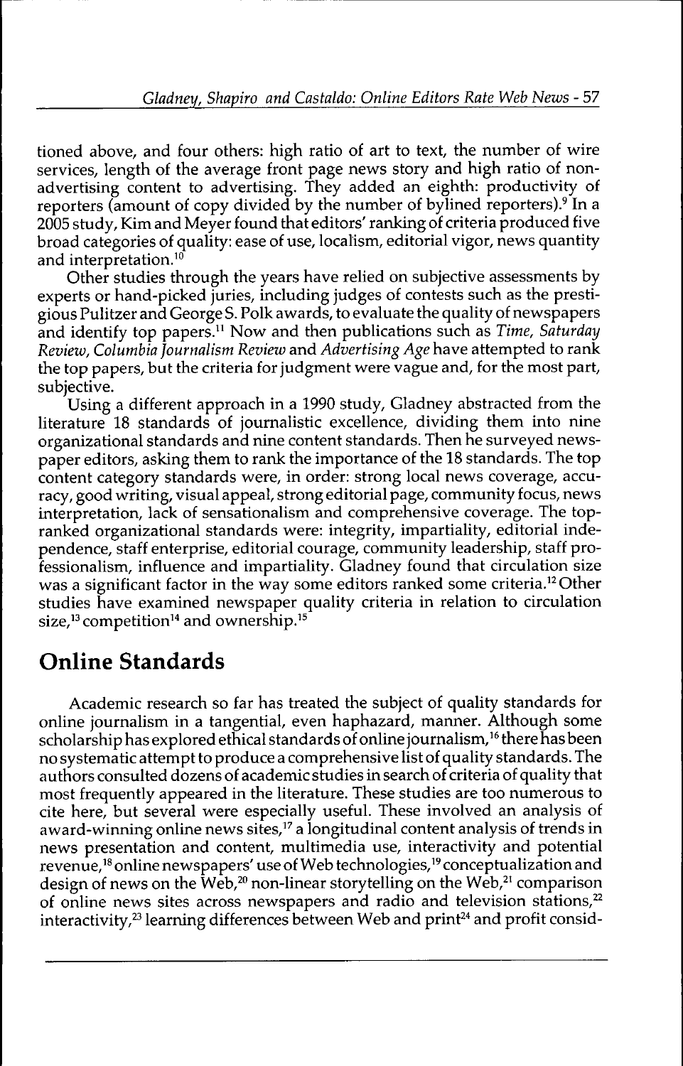tioned above, and four others: high ratio of art to text, the number of wire services, length of the average front page news story and high ratio of non-advertising content to advertising. They added an eighth: productivity of reporters (amount of copy divided by the number of bylined reporters).[9] In a 2005 study, Kim and Meyer found that editors' ranking of criteria produced five broad categories of quality: ease of use, localism, editorial vigor, news quantity and interpretation.[10]

Other studies through the years have relied on subjective assessments by experts or hand-picked juries, including judges of contests such as the prestigious Pulitzer and George S. Polk awards, to evaluate the quality of newspapers and identify top papers.[11] Now and then publications such as *Time, Saturday Review, Columbia Journalism Review* and *Advertising Age* have attempted to rank the top papers, but the criteria for judgment were vague and, for the most part, subjective.

Using a different approach in a 1990 study, Gladney abstracted from the literature 18 standards of journalistic excellence, dividing them into nine organizational standards and nine content standards. Then he surveyed newspaper editors, asking them to rank the importance of the 18 standards. The top content category standards were, in order: strong local news coverage, accuracy, good writing, visual appeal, strong editorial page, community focus, news interpretation, lack of sensationalism and comprehensive coverage. The top-ranked organizational standards were: integrity, impartiality, editorial independence, staff enterprise, editorial courage, community leadership, staff professionalism, influence and impartiality. Gladney found that circulation size was a significant factor in the way some editors ranked some criteria.[12] Other studies have examined newspaper quality criteria in relation to circulation size,[13] competition[14] and ownership.[15]

## Online Standards

Academic research so far has treated the subject of quality standards for online journalism in a tangential, even haphazard, manner. Although some scholarship has explored ethical standards of online journalism,[16] there has been no systematic attempt to produce a comprehensive list of quality standards. The authors consulted dozens of academic studies in search of criteria of quality that most frequently appeared in the literature. These studies are too numerous to cite here, but several were especially useful. These involved an analysis of award-winning online news sites,[17] a longitudinal content analysis of trends in news presentation and content, multimedia use, interactivity and potential revenue,[18] online newspapers' use of Web technologies,[19] conceptualization and design of news on the Web,[20] non-linear storytelling on the Web,[21] comparison of online news sites across newspapers and radio and television stations,[22] interactivity,[23] learning differences between Web and print[24] and profit consid-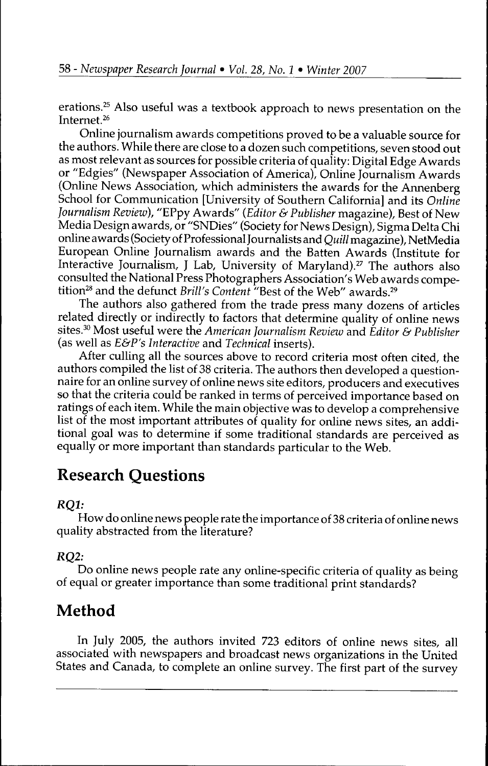erations.[25] Also useful was a textbook approach to news presentation on the Internet.[26]

Online journalism awards competitions proved to be a valuable source for the authors. While there are close to a dozen such competitions, seven stood out as most relevant as sources for possible criteria of quality: Digital Edge Awards or "Edgies" (Newspaper Association of America), Online Journalism Awards (Online News Association, which administers the awards for the Annenberg School for Communication [University of Southern California] and its *Online Journalism Review*), "EPpy Awards" (*Editor & Publisher* magazine), Best of New Media Design awards, or "SNDies" (Society for News Design), Sigma Delta Chi online awards (Society of Professional Journalists and *Quill* magazine), NetMedia European Online Journalism awards and the Batten Awards (Institute for Interactive Journalism, J Lab, University of Maryland).[27] The authors also consulted the National Press Photographers Association's Web awards competition[28] and the defunct *Brill's Content* "Best of the Web" awards.[29]

The authors also gathered from the trade press many dozens of articles related directly or indirectly to factors that determine quality of online news sites.[30] Most useful were the *American Journalism Review* and *Editor & Publisher* (as well as *E&P's Interactive* and *Technical* inserts).

After culling all the sources above to record criteria most often cited, the authors compiled the list of 38 criteria. The authors then developed a questionnaire for an online survey of online news site editors, producers and executives so that the criteria could be ranked in terms of perceived importance based on ratings of each item. While the main objective was to develop a comprehensive list of the most important attributes of quality for online news sites, an additional goal was to determine if some traditional standards are perceived as equally or more important than standards particular to the Web.

## Research Questions

*RQ1:*

How do online news people rate the importance of 38 criteria of online news quality abstracted from the literature?

*RQ2:*

Do online news people rate any online-specific criteria of quality as being of equal or greater importance than some traditional print standards?

## Method

In July 2005, the authors invited 723 editors of online news sites, all associated with newspapers and broadcast news organizations in the United States and Canada, to complete an online survey. The first part of the survey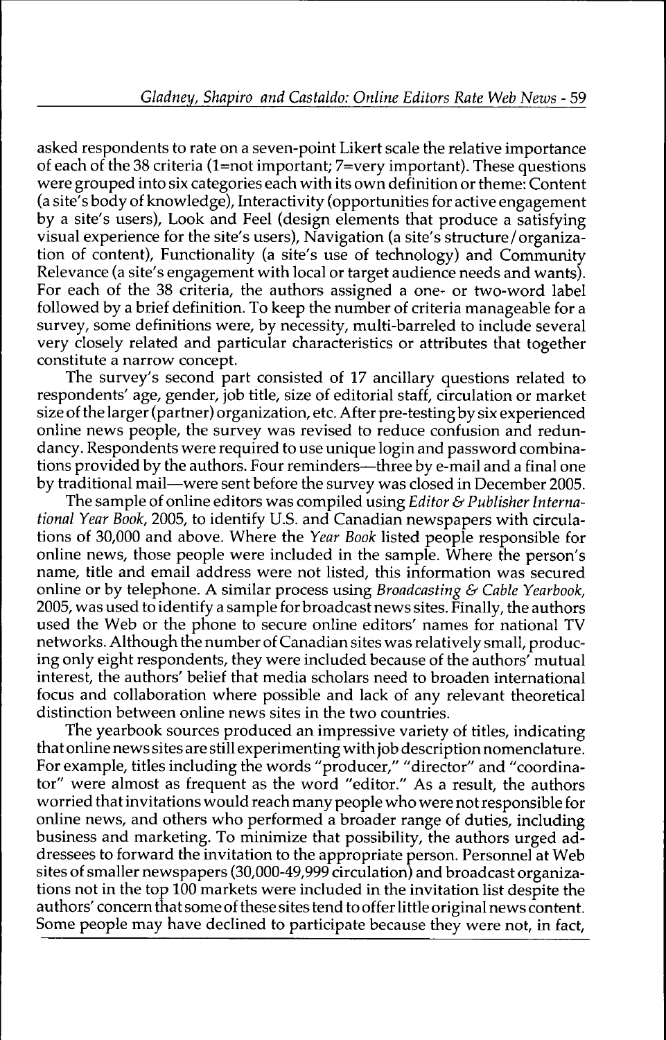asked respondents to rate on a seven-point Likert scale the relative importance of each of the 38 criteria (1=not important; 7=very important). These questions were grouped into six categories each with its own definition or theme: Content (a site's body of knowledge), Interactivity (opportunities for active engagement by a site's users), Look and Feel (design elements that produce a satisfying visual experience for the site's users), Navigation (a site's structure/organization of content), Functionality (a site's use of technology) and Community Relevance (a site's engagement with local or target audience needs and wants). For each of the 38 criteria, the authors assigned a one- or two-word label followed by a brief definition. To keep the number of criteria manageable for a survey, some definitions were, by necessity, multi-barreled to include several very closely related and particular characteristics or attributes that together constitute a narrow concept.

The survey's second part consisted of 17 ancillary questions related to respondents' age, gender, job title, size of editorial staff, circulation or market size of the larger (partner) organization, etc. After pre-testing by six experienced online news people, the survey was revised to reduce confusion and redundancy. Respondents were required to use unique login and password combinations provided by the authors. Four reminders—three by e-mail and a final one by traditional mail—were sent before the survey was closed in December 2005.

The sample of online editors was compiled using *Editor & Publisher International Year Book,* 2005, to identify U.S. and Canadian newspapers with circulations of 30,000 and above. Where the *Year Book* listed people responsible for online news, those people were included in the sample. Where the person's name, title and email address were not listed, this information was secured online or by telephone. A similar process using *Broadcasting & Cable Yearbook,* 2005, was used to identify a sample for broadcast news sites. Finally, the authors used the Web or the phone to secure online editors' names for national TV networks. Although the number of Canadian sites was relatively small, producing only eight respondents, they were included because of the authors' mutual interest, the authors' belief that media scholars need to broaden international focus and collaboration where possible and lack of any relevant theoretical distinction between online news sites in the two countries.

The yearbook sources produced an impressive variety of titles, indicating that online news sites are still experimenting with job description nomenclature. For example, titles including the words "producer," "director" and "coordinator" were almost as frequent as the word "editor." As a result, the authors worried that invitations would reach many people who were not responsible for online news, and others who performed a broader range of duties, including business and marketing. To minimize that possibility, the authors urged addressees to forward the invitation to the appropriate person. Personnel at Web sites of smaller newspapers (30,000-49,999 circulation) and broadcast organizations not in the top 100 markets were included in the invitation list despite the authors' concern that some of these sites tend to offer little original news content. Some people may have declined to participate because they were not, in fact,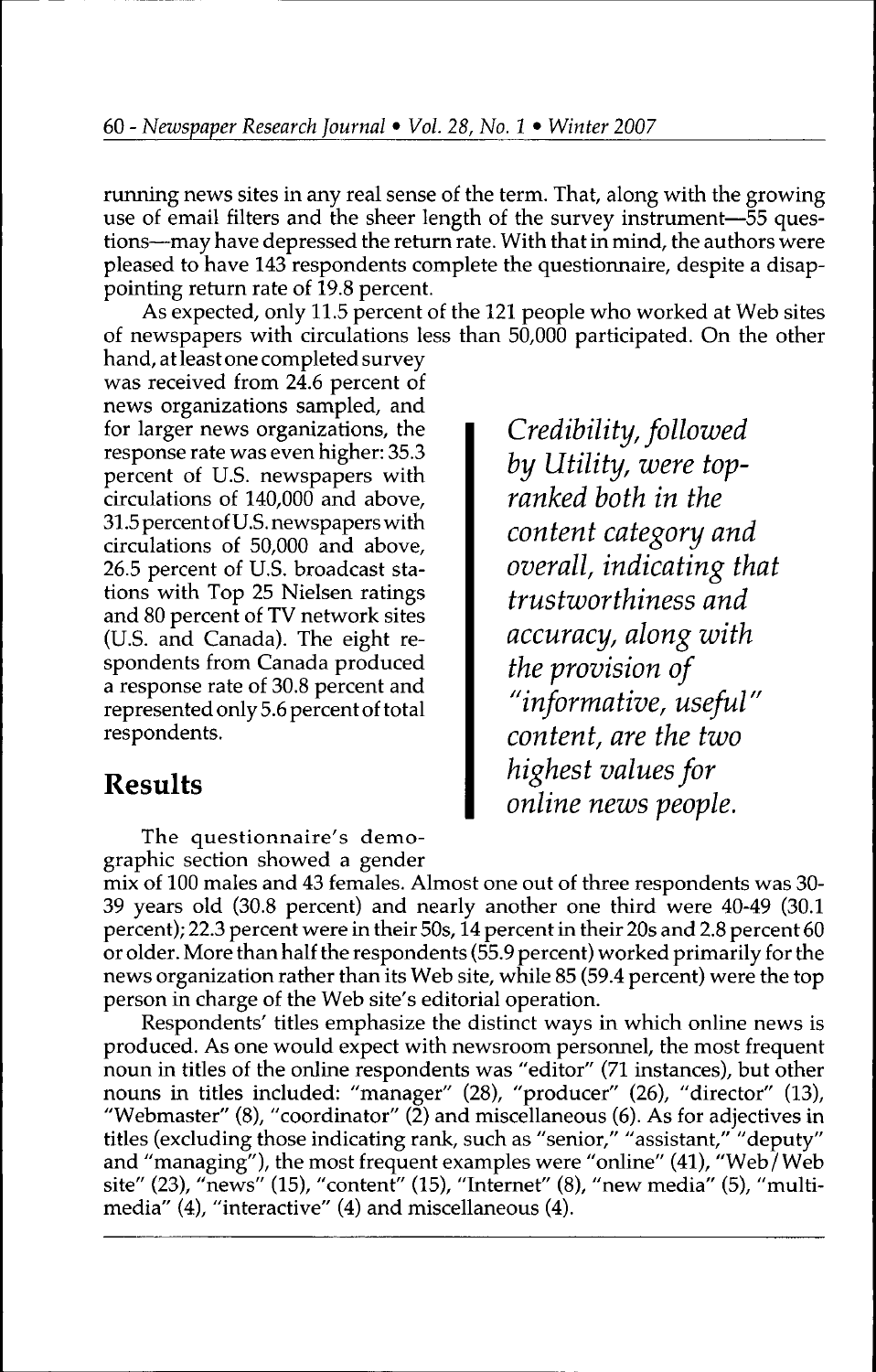running news sites in any real sense of the term. That, along with the growing use of email filters and the sheer length of the survey instrument—55 questions—may have depressed the return rate. With that in mind, the authors were pleased to have 143 respondents complete the questionnaire, despite a disappointing return rate of 19.8 percent.

As expected, only 11.5 percent of the 121 people who worked at Web sites of newspapers with circulations less than 50,000 participated. On the other hand, at least one completed survey was received from 24.6 percent of news organizations sampled, and for larger news organizations, the response rate was even higher: 35.3 percent of U.S. newspapers with circulations of 140,000 and above, 31.5 percent of U.S. newspapers with circulations of 50,000 and above, 26.5 percent of U.S. broadcast stations with Top 25 Nielsen ratings and 80 percent of TV network sites (U.S. and Canada). The eight respondents from Canada produced a response rate of 30.8 percent and represented only 5.6 percent of total respondents.

> *Credibility, followed by Utility, were top-ranked both in the content category and overall, indicating that trustworthiness and accuracy, along with the provision of "informative, useful" content, are the two highest values for online news people.*

## Results

The questionnaire's demographic section showed a gender mix of 100 males and 43 females. Almost one out of three respondents was 30-39 years old (30.8 percent) and nearly another one third were 40-49 (30.1 percent); 22.3 percent were in their 50s, 14 percent in their 20s and 2.8 percent 60 or older. More than half the respondents (55.9 percent) worked primarily for the news organization rather than its Web site, while 85 (59.4 percent) were the top person in charge of the Web site's editorial operation.

Respondents' titles emphasize the distinct ways in which online news is produced. As one would expect with newsroom personnel, the most frequent noun in titles of the online respondents was "editor" (71 instances), but other nouns in titles included: "manager" (28), "producer" (26), "director" (13), "Webmaster" (8), "coordinator" (2) and miscellaneous (6). As for adjectives in titles (excluding those indicating rank, such as "senior," "assistant," "deputy" and "managing"), the most frequent examples were "online" (41), "Web/Web site" (23), "news" (15), "content" (15), "Internet" (8), "new media" (5), "multimedia" (4), "interactive" (4) and miscellaneous (4).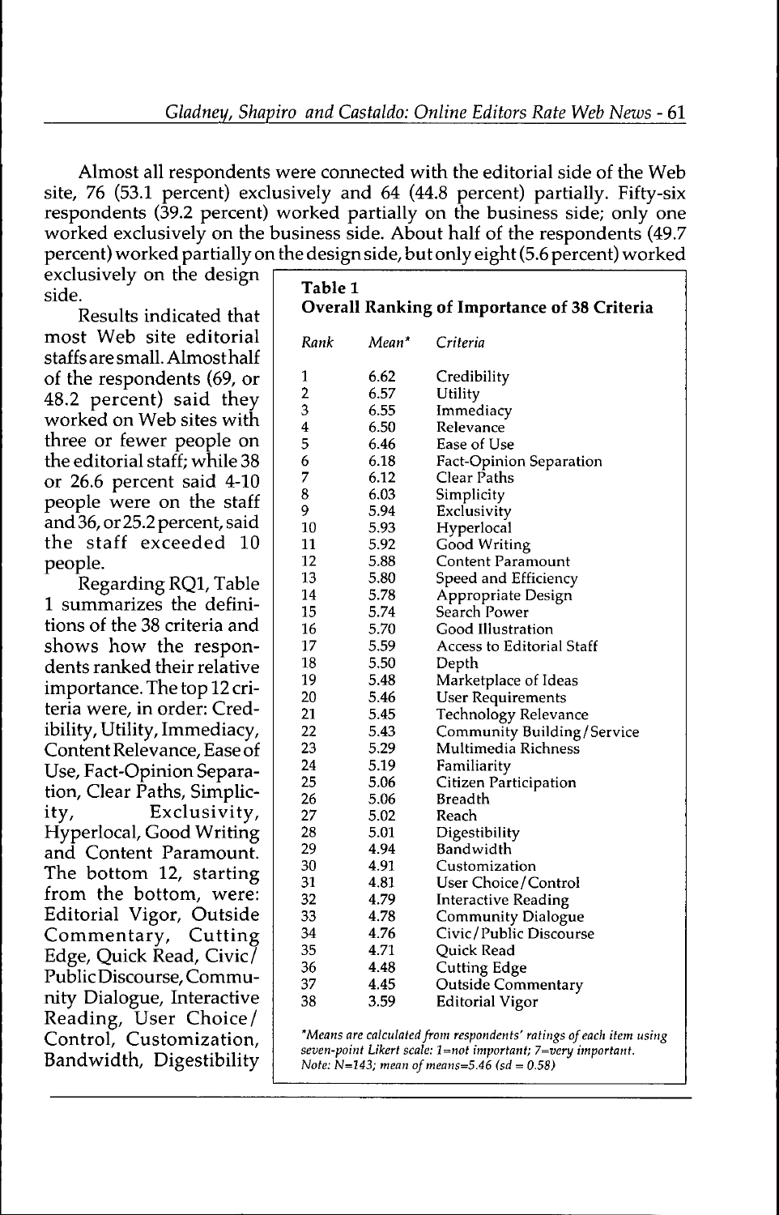Almost all respondents were connected with the editorial side of the Web site, 76 (53.1 percent) exclusively and 64 (44.8 percent) partially. Fifty-six respondents (39.2 percent) worked partially on the business side; only one worked exclusively on the business side. About half of the respondents (49.7 percent) worked partially on the design side, but only eight (5.6 percent) worked exclusively on the design side.

Results indicated that most Web site editorial staffs are small. Almost half of the respondents (69, or 48.2 percent) said they worked on Web sites with three or fewer people on the editorial staff; while 38 or 26.6 percent said 4-10 people were on the staff and 36, or 25.2 percent, said the staff exceeded 10 people.

Regarding RQ1, Table 1 summarizes the definitions of the 38 criteria and shows how the respondents ranked their relative importance. The top 12 criteria were, in order: Credibility, Utility, Immediacy, Content Relevance, Ease of Use, Fact-Opinion Separation, Clear Paths, Simplicity, Exclusivity, Hyperlocal, Good Writing and Content Paramount. The bottom 12, starting from the bottom, were: Editorial Vigor, Outside Commentary, Cutting Edge, Quick Read, Civic/Public Discourse, Community Dialogue, Interactive Reading, User Choice/Control, Customization, Bandwidth, Digestibility

**Table 1**
**Overall Ranking of Importance of 38 Criteria**

| *Rank* | *Mean** | *Criteria* |
|---|---|---|
| 1 | 6.62 | Credibility |
| 2 | 6.57 | Utility |
| 3 | 6.55 | Immediacy |
| 4 | 6.50 | Relevance |
| 5 | 6.46 | Ease of Use |
| 6 | 6.18 | Fact-Opinion Separation |
| 7 | 6.12 | Clear Paths |
| 8 | 6.03 | Simplicity |
| 9 | 5.94 | Exclusivity |
| 10 | 5.93 | Hyperlocal |
| 11 | 5.92 | Good Writing |
| 12 | 5.88 | Content Paramount |
| 13 | 5.80 | Speed and Efficiency |
| 14 | 5.78 | Appropriate Design |
| 15 | 5.74 | Search Power |
| 16 | 5.70 | Good Illustration |
| 17 | 5.59 | Access to Editorial Staff |
| 18 | 5.50 | Depth |
| 19 | 5.48 | Marketplace of Ideas |
| 20 | 5.46 | User Requirements |
| 21 | 5.45 | Technology Relevance |
| 22 | 5.43 | Community Building/Service |
| 23 | 5.29 | Multimedia Richness |
| 24 | 5.19 | Familiarity |
| 25 | 5.06 | Citizen Participation |
| 26 | 5.06 | Breadth |
| 27 | 5.02 | Reach |
| 28 | 5.01 | Digestibility |
| 29 | 4.94 | Bandwidth |
| 30 | 4.91 | Customization |
| 31 | 4.81 | User Choice/Control |
| 32 | 4.79 | Interactive Reading |
| 33 | 4.78 | Community Dialogue |
| 34 | 4.76 | Civic/Public Discourse |
| 35 | 4.71 | Quick Read |
| 36 | 4.48 | Cutting Edge |
| 37 | 4.45 | Outside Commentary |
| 38 | 3.59 | Editorial Vigor |

*\*Means are calculated from respondents' ratings of each item using seven-point Likert scale: 1=not important; 7=very important.*
*Note: N=143; mean of means=5.46 (sd = 0.58)*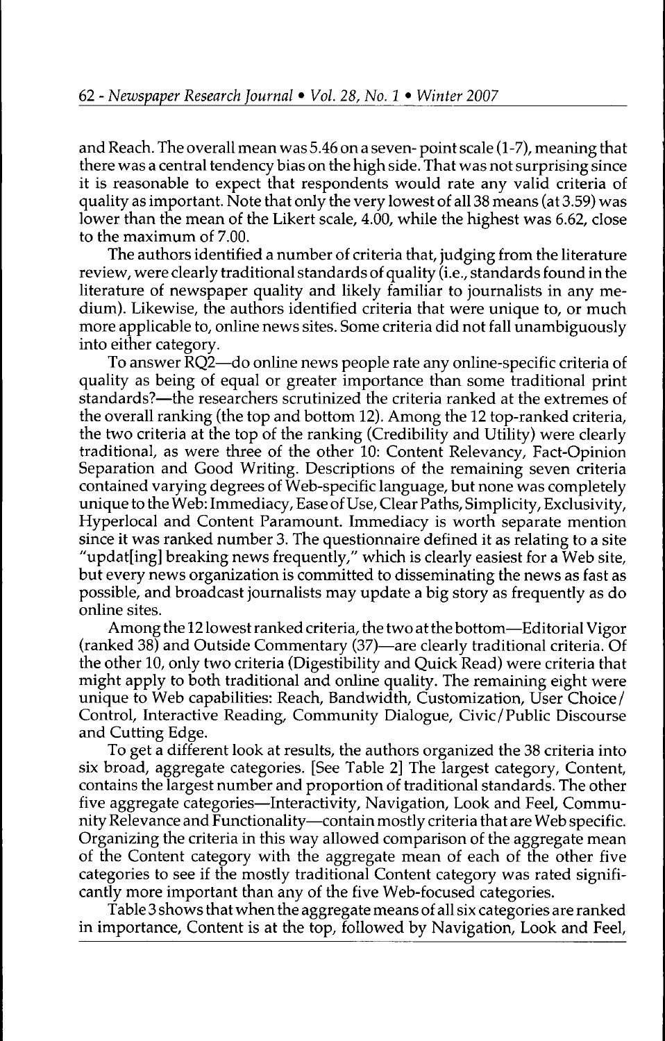and Reach. The overall mean was 5.46 on a seven- point scale (1-7), meaning that there was a central tendency bias on the high side. That was not surprising since it is reasonable to expect that respondents would rate any valid criteria of quality as important. Note that only the very lowest of all 38 means (at 3.59) was lower than the mean of the Likert scale, 4.00, while the highest was 6.62, close to the maximum of 7.00.

The authors identified a number of criteria that, judging from the literature review, were clearly traditional standards of quality (i.e., standards found in the literature of newspaper quality and likely familiar to journalists in any medium). Likewise, the authors identified criteria that were unique to, or much more applicable to, online news sites. Some criteria did not fall unambiguously into either category.

To answer RQ2—do online news people rate any online-specific criteria of quality as being of equal or greater importance than some traditional print standards?—the researchers scrutinized the criteria ranked at the extremes of the overall ranking (the top and bottom 12). Among the 12 top-ranked criteria, the two criteria at the top of the ranking (Credibility and Utility) were clearly traditional, as were three of the other 10: Content Relevancy, Fact-Opinion Separation and Good Writing. Descriptions of the remaining seven criteria contained varying degrees of Web-specific language, but none was completely unique to the Web: Immediacy, Ease of Use, Clear Paths, Simplicity, Exclusivity, Hyperlocal and Content Paramount. Immediacy is worth separate mention since it was ranked number 3. The questionnaire defined it as relating to a site "updat[ing] breaking news frequently," which is clearly easiest for a Web site, but every news organization is committed to disseminating the news as fast as possible, and broadcast journalists may update a big story as frequently as do online sites.

Among the 12 lowest ranked criteria, the two at the bottom—Editorial Vigor (ranked 38) and Outside Commentary (37)—are clearly traditional criteria. Of the other 10, only two criteria (Digestibility and Quick Read) were criteria that might apply to both traditional and online quality. The remaining eight were unique to Web capabilities: Reach, Bandwidth, Customization, User Choice/Control, Interactive Reading, Community Dialogue, Civic/Public Discourse and Cutting Edge.

To get a different look at results, the authors organized the 38 criteria into six broad, aggregate categories. [See Table 2] The largest category, Content, contains the largest number and proportion of traditional standards. The other five aggregate categories—Interactivity, Navigation, Look and Feel, Community Relevance and Functionality—contain mostly criteria that are Web specific. Organizing the criteria in this way allowed comparison of the aggregate mean of the Content category with the aggregate mean of each of the other five categories to see if the mostly traditional Content category was rated significantly more important than any of the five Web-focused categories.

Table 3 shows that when the aggregate means of all six categories are ranked in importance, Content is at the top, followed by Navigation, Look and Feel,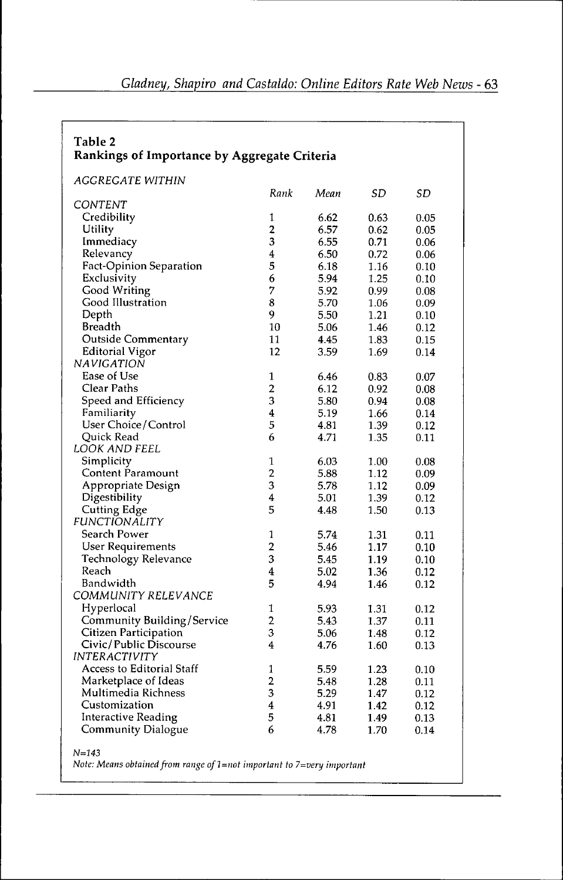**Table 2**
**Rankings of Importance by Aggregate Criteria**

| *AGGREGATE WITHIN* | *Rank* | *Mean* | *SD* | *SD* |
|---|---|---|---|---|
| *CONTENT* | | | | |
| Credibility | 1 | 6.62 | 0.63 | 0.05 |
| Utility | 2 | 6.57 | 0.62 | 0.05 |
| Immediacy | 3 | 6.55 | 0.71 | 0.06 |
| Relevancy | 4 | 6.50 | 0.72 | 0.06 |
| Fact-Opinion Separation | 5 | 6.18 | 1.16 | 0.10 |
| Exclusivity | 6 | 5.94 | 1.25 | 0.10 |
| Good Writing | 7 | 5.92 | 0.99 | 0.08 |
| Good Illustration | 8 | 5.70 | 1.06 | 0.09 |
| Depth | 9 | 5.50 | 1.21 | 0.10 |
| Breadth | 10 | 5.06 | 1.46 | 0.12 |
| Outside Commentary | 11 | 4.45 | 1.83 | 0.15 |
| Editorial Vigor | 12 | 3.59 | 1.69 | 0.14 |
| *NAVIGATION* | | | | |
| Ease of Use | 1 | 6.46 | 0.83 | 0.07 |
| Clear Paths | 2 | 6.12 | 0.92 | 0.08 |
| Speed and Efficiency | 3 | 5.80 | 0.94 | 0.08 |
| Familiarity | 4 | 5.19 | 1.66 | 0.14 |
| User Choice/Control | 5 | 4.81 | 1.39 | 0.12 |
| Quick Read | 6 | 4.71 | 1.35 | 0.11 |
| *LOOK AND FEEL* | | | | |
| Simplicity | 1 | 6.03 | 1.00 | 0.08 |
| Content Paramount | 2 | 5.88 | 1.12 | 0.09 |
| Appropriate Design | 3 | 5.78 | 1.12 | 0.09 |
| Digestibility | 4 | 5.01 | 1.39 | 0.12 |
| Cutting Edge | 5 | 4.48 | 1.50 | 0.13 |
| *FUNCTIONALITY* | | | | |
| Search Power | 1 | 5.74 | 1.31 | 0.11 |
| User Requirements | 2 | 5.46 | 1.17 | 0.10 |
| Technology Relevance | 3 | 5.45 | 1.19 | 0.10 |
| Reach | 4 | 5.02 | 1.36 | 0.12 |
| Bandwidth | 5 | 4.94 | 1.46 | 0.12 |
| *COMMUNITY RELEVANCE* | | | | |
| Hyperlocal | 1 | 5.93 | 1.31 | 0.12 |
| Community Building/Service | 2 | 5.43 | 1.37 | 0.11 |
| Citizen Participation | 3 | 5.06 | 1.48 | 0.12 |
| Civic/Public Discourse | 4 | 4.76 | 1.60 | 0.13 |
| *INTERACTIVITY* | | | | |
| Access to Editorial Staff | 1 | 5.59 | 1.23 | 0.10 |
| Marketplace of Ideas | 2 | 5.48 | 1.28 | 0.11 |
| Multimedia Richness | 3 | 5.29 | 1.47 | 0.12 |
| Customization | 4 | 4.91 | 1.42 | 0.12 |
| Interactive Reading | 5 | 4.81 | 1.49 | 0.13 |
| Community Dialogue | 6 | 4.78 | 1.70 | 0.14 |

*N=143*

*Note: Means obtained from range of 1=not important to 7=very important*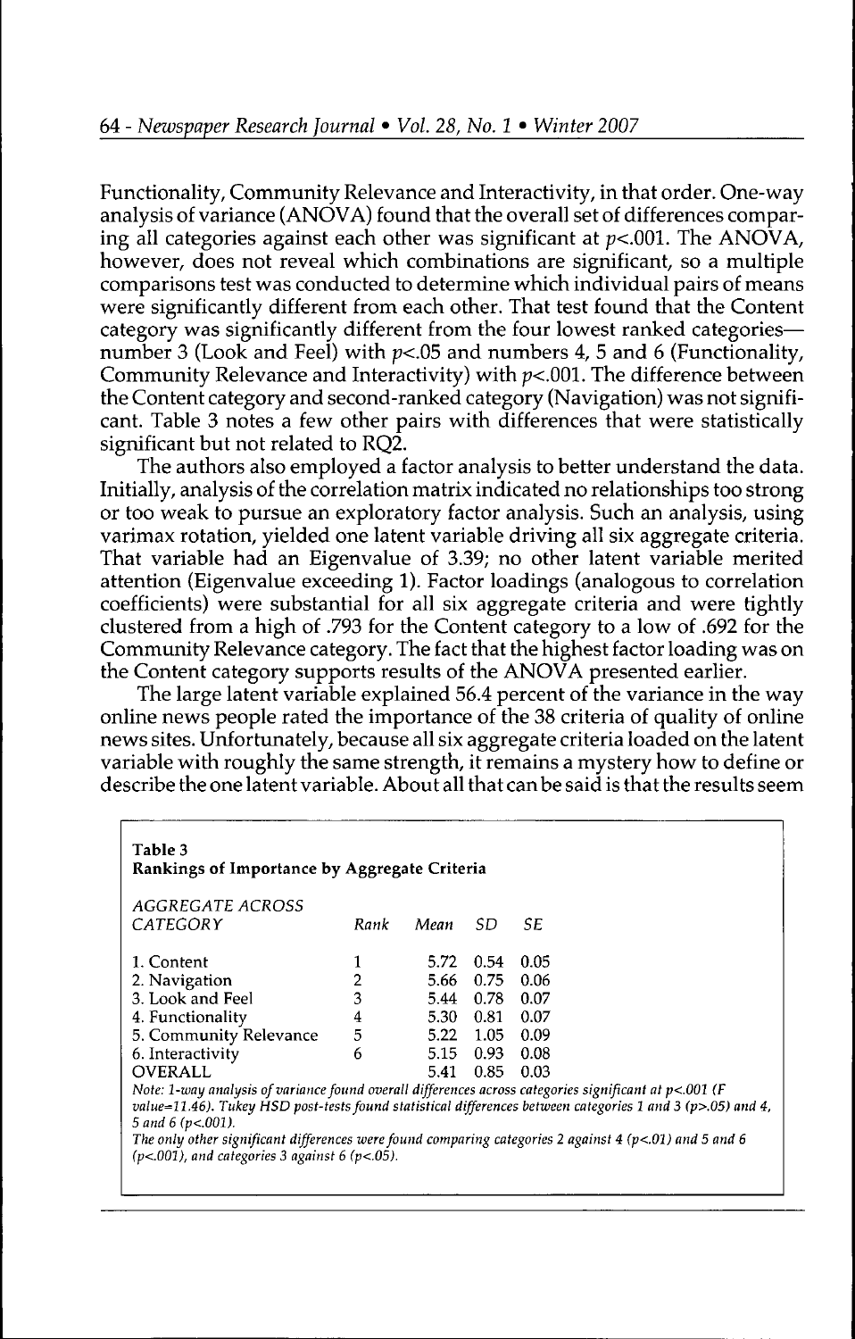Functionality, Community Relevance and Interactivity, in that order. One-way analysis of variance (ANOVA) found that the overall set of differences comparing all categories against each other was significant at $p<.001$. The ANOVA, however, does not reveal which combinations are significant, so a multiple comparisons test was conducted to determine which individual pairs of means were significantly different from each other. That test found that the Content category was significantly different from the four lowest ranked categories—number 3 (Look and Feel) with $p<.05$ and numbers 4, 5 and 6 (Functionality, Community Relevance and Interactivity) with $p<.001$. The difference between the Content category and second-ranked category (Navigation) was not significant. Table 3 notes a few other pairs with differences that were statistically significant but not related to RQ2.

The authors also employed a factor analysis to better understand the data. Initially, analysis of the correlation matrix indicated no relationships too strong or too weak to pursue an exploratory factor analysis. Such an analysis, using varimax rotation, yielded one latent variable driving all six aggregate criteria. That variable had an Eigenvalue of 3.39; no other latent variable merited attention (Eigenvalue exceeding 1). Factor loadings (analogous to correlation coefficients) were substantial for all six aggregate criteria and were tightly clustered from a high of .793 for the Content category to a low of .692 for the Community Relevance category. The fact that the highest factor loading was on the Content category supports results of the ANOVA presented earlier.

The large latent variable explained 56.4 percent of the variance in the way online news people rated the importance of the 38 criteria of quality of online news sites. Unfortunately, because all six aggregate criteria loaded on the latent variable with roughly the same strength, it remains a mystery how to define or describe the one latent variable. About all that can be said is that the results seem

**Table 3**
**Rankings of Importance by Aggregate Criteria**

| *AGGREGATE ACROSS CATEGORY* | *Rank* | *Mean* | *SD* | *SE* |
|---|---|---|---|---|
| 1. Content | 1 | 5.72 | 0.54 | 0.05 |
| 2. Navigation | 2 | 5.66 | 0.75 | 0.06 |
| 3. Look and Feel | 3 | 5.44 | 0.78 | 0.07 |
| 4. Functionality | 4 | 5.30 | 0.81 | 0.07 |
| 5. Community Relevance | 5 | 5.22 | 1.05 | 0.09 |
| 6. Interactivity | 6 | 5.15 | 0.93 | 0.08 |
| OVERALL | | 5.41 | 0.85 | 0.03 |

*Note: 1-way analysis of variance found overall differences across categories significant at $p<.001$ (F value=11.46). Tukey HSD post-tests found statistical differences between categories 1 and 3 ($p>.05$) and 4, 5 and 6 ($p<.001$).*
*The only other significant differences were found comparing categories 2 against 4 ($p<.01$) and 5 and 6 ($p<.001$), and categories 3 against 6 ($p<.05$).*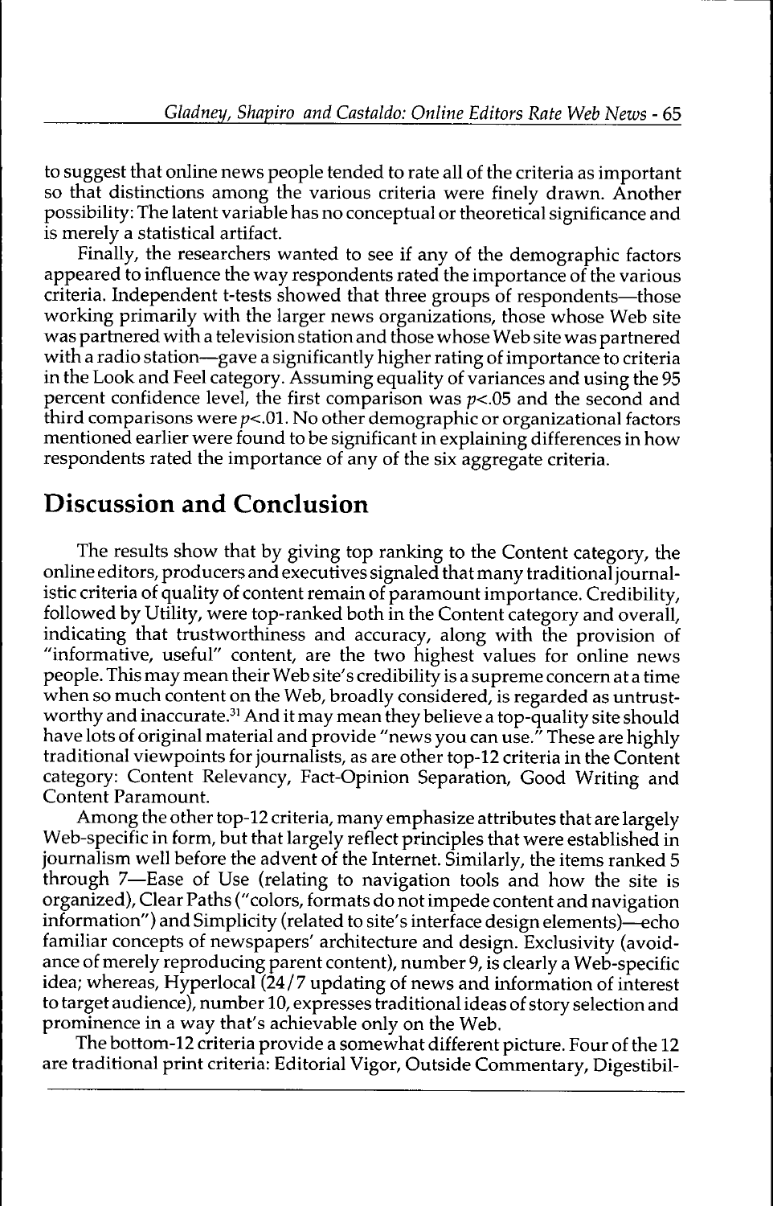to suggest that online news people tended to rate all of the criteria as important so that distinctions among the various criteria were finely drawn. Another possibility: The latent variable has no conceptual or theoretical significance and is merely a statistical artifact.

Finally, the researchers wanted to see if any of the demographic factors appeared to influence the way respondents rated the importance of the various criteria. Independent t-tests showed that three groups of respondents—those working primarily with the larger news organizations, those whose Web site was partnered with a television station and those whose Web site was partnered with a radio station—gave a significantly higher rating of importance to criteria in the Look and Feel category. Assuming equality of variances and using the 95 percent confidence level, the first comparison was $p<.05$ and the second and third comparisons were $p<.01$. No other demographic or organizational factors mentioned earlier were found to be significant in explaining differences in how respondents rated the importance of any of the six aggregate criteria.

## Discussion and Conclusion

The results show that by giving top ranking to the Content category, the online editors, producers and executives signaled that many traditional journalistic criteria of quality of content remain of paramount importance. Credibility, followed by Utility, were top-ranked both in the Content category and overall, indicating that trustworthiness and accuracy, along with the provision of "informative, useful" content, are the two highest values for online news people. This may mean their Web site's credibility is a supreme concern at a time when so much content on the Web, broadly considered, is regarded as untrustworthy and inaccurate.[31] And it may mean they believe a top-quality site should have lots of original material and provide "news you can use." These are highly traditional viewpoints for journalists, as are other top-12 criteria in the Content category: Content Relevancy, Fact-Opinion Separation, Good Writing and Content Paramount.

Among the other top-12 criteria, many emphasize attributes that are largely Web-specific in form, but that largely reflect principles that were established in journalism well before the advent of the Internet. Similarly, the items ranked 5 through 7—Ease of Use (relating to navigation tools and how the site is organized), Clear Paths ("colors, formats do not impede content and navigation information") and Simplicity (related to site's interface design elements)—echo familiar concepts of newspapers' architecture and design. Exclusivity (avoidance of merely reproducing parent content), number 9, is clearly a Web-specific idea; whereas, Hyperlocal (24/7 updating of news and information of interest to target audience), number 10, expresses traditional ideas of story selection and prominence in a way that's achievable only on the Web.

The bottom-12 criteria provide a somewhat different picture. Four of the 12 are traditional print criteria: Editorial Vigor, Outside Commentary, Digestibil-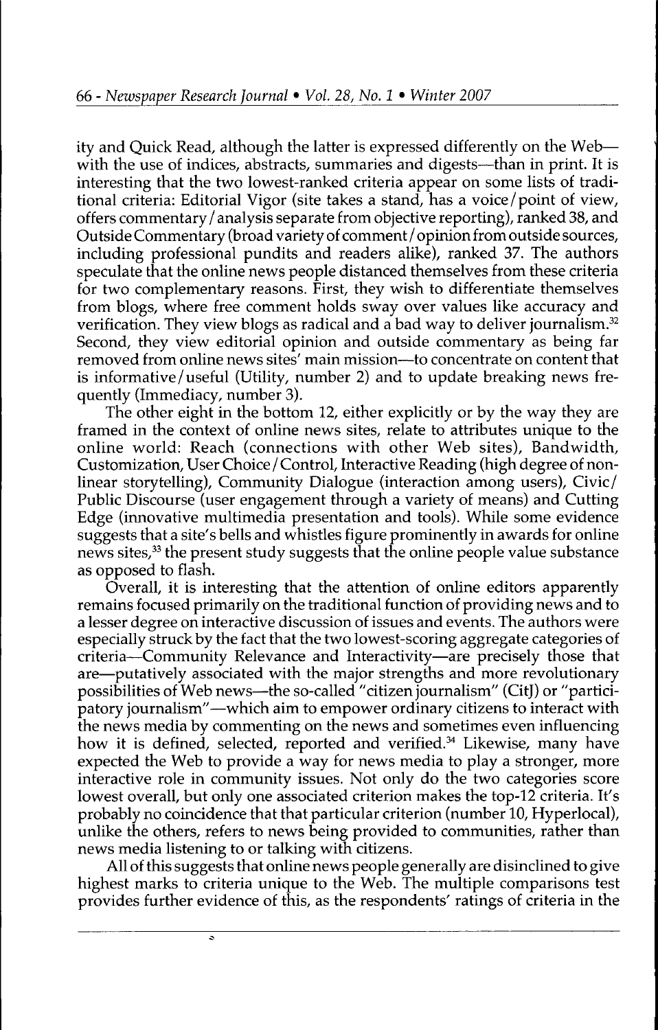ity and Quick Read, although the latter is expressed differently on the Web—with the use of indices, abstracts, summaries and digests—than in print. It is interesting that the two lowest-ranked criteria appear on some lists of traditional criteria: Editorial Vigor (site takes a stand, has a voice/point of view, offers commentary/analysis separate from objective reporting), ranked 38, and Outside Commentary (broad variety of comment/opinion from outside sources, including professional pundits and readers alike), ranked 37. The authors speculate that the online news people distanced themselves from these criteria for two complementary reasons. First, they wish to differentiate themselves from blogs, where free comment holds sway over values like accuracy and verification. They view blogs as radical and a bad way to deliver journalism.[32] Second, they view editorial opinion and outside commentary as being far removed from online news sites' main mission—to concentrate on content that is informative/useful (Utility, number 2) and to update breaking news frequently (Immediacy, number 3).

The other eight in the bottom 12, either explicitly or by the way they are framed in the context of online news sites, relate to attributes unique to the online world: Reach (connections with other Web sites), Bandwidth, Customization, User Choice/Control, Interactive Reading (high degree of nonlinear storytelling), Community Dialogue (interaction among users), Civic/Public Discourse (user engagement through a variety of means) and Cutting Edge (innovative multimedia presentation and tools). While some evidence suggests that a site's bells and whistles figure prominently in awards for online news sites,[33] the present study suggests that the online people value substance as opposed to flash.

Overall, it is interesting that the attention of online editors apparently remains focused primarily on the traditional function of providing news and to a lesser degree on interactive discussion of issues and events. The authors were especially struck by the fact that the two lowest-scoring aggregate categories of criteria—Community Relevance and Interactivity—are precisely those that are—putatively associated with the major strengths and more revolutionary possibilities of Web news—the so-called "citizen journalism" (CitJ) or "participatory journalism"—which aim to empower ordinary citizens to interact with the news media by commenting on the news and sometimes even influencing how it is defined, selected, reported and verified.[34] Likewise, many have expected the Web to provide a way for news media to play a stronger, more interactive role in community issues. Not only do the two categories score lowest overall, but only one associated criterion makes the top-12 criteria. It's probably no coincidence that that particular criterion (number 10, Hyperlocal), unlike the others, refers to news being provided to communities, rather than news media listening to or talking with citizens.

All of this suggests that online news people generally are disinclined to give highest marks to criteria unique to the Web. The multiple comparisons test provides further evidence of this, as the respondents' ratings of criteria in the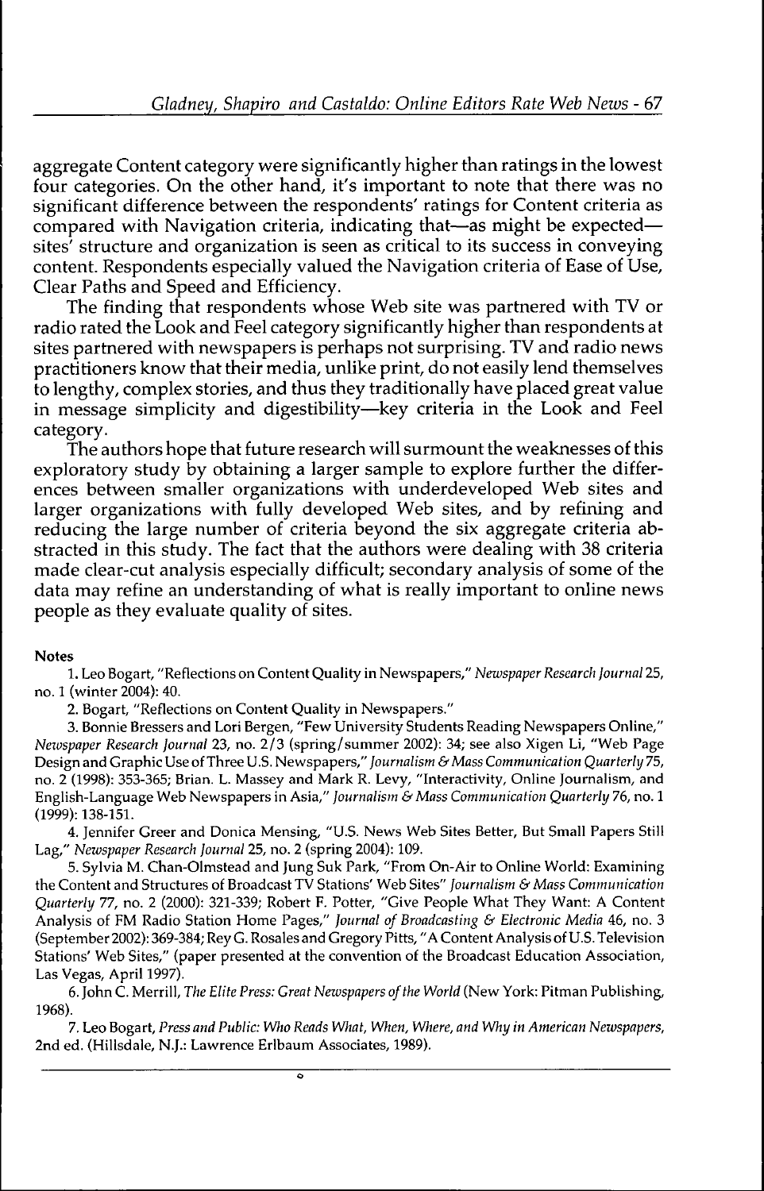aggregate Content category were significantly higher than ratings in the lowest four categories. On the other hand, it's important to note that there was no significant difference between the respondents' ratings for Content criteria as compared with Navigation criteria, indicating that—as might be expected—sites' structure and organization is seen as critical to its success in conveying content. Respondents especially valued the Navigation criteria of Ease of Use, Clear Paths and Speed and Efficiency.

The finding that respondents whose Web site was partnered with TV or radio rated the Look and Feel category significantly higher than respondents at sites partnered with newspapers is perhaps not surprising. TV and radio news practitioners know that their media, unlike print, do not easily lend themselves to lengthy, complex stories, and thus they traditionally have placed great value in message simplicity and digestibility—key criteria in the Look and Feel category.

The authors hope that future research will surmount the weaknesses of this exploratory study by obtaining a larger sample to explore further the differences between smaller organizations with underdeveloped Web sites and larger organizations with fully developed Web sites, and by refining and reducing the large number of criteria beyond the six aggregate criteria abstracted in this study. The fact that the authors were dealing with 38 criteria made clear-cut analysis especially difficult; secondary analysis of some of the data may refine an understanding of what is really important to online news people as they evaluate quality of sites.

**Notes**

1. Leo Bogart, "Reflections on Content Quality in Newspapers," *Newspaper Research Journal* 25, no. 1 (winter 2004): 40.

2. Bogart, "Reflections on Content Quality in Newspapers."

3. Bonnie Bressers and Lori Bergen, "Few University Students Reading Newspapers Online," *Newspaper Research Journal* 23, no. 2/3 (spring/summer 2002): 34; see also Xigen Li, "Web Page Design and Graphic Use of Three U.S. Newspapers," *Journalism & Mass Communication Quarterly* 75, no. 2 (1998): 353-365; Brian. L. Massey and Mark R. Levy, "Interactivity, Online Journalism, and English-Language Web Newspapers in Asia," *Journalism & Mass Communication Quarterly* 76, no. 1 (1999): 138-151.

4. Jennifer Greer and Donica Mensing, "U.S. News Web Sites Better, But Small Papers Still Lag," *Newspaper Research Journal* 25, no. 2 (spring 2004): 109.

5. Sylvia M. Chan-Olmstead and Jung Suk Park, "From On-Air to Online World: Examining the Content and Structures of Broadcast TV Stations' Web Sites" *Journalism & Mass Communication Quarterly* 77, no. 2 (2000): 321-339; Robert F. Potter, "Give People What They Want: A Content Analysis of FM Radio Station Home Pages," *Journal of Broadcasting & Electronic Media* 46, no. 3 (September 2002): 369-384; Rey G. Rosales and Gregory Pitts, "A Content Analysis of U.S. Television Stations' Web Sites," (paper presented at the convention of the Broadcast Education Association, Las Vegas, April 1997).

6. John C. Merrill, *The Elite Press: Great Newspapers of the World* (New York: Pitman Publishing, 1968).

7. Leo Bogart, *Press and Public: Who Reads What, When, Where, and Why in American Newspapers*, 2nd ed. (Hillsdale, N.J.: Lawrence Erlbaum Associates, 1989).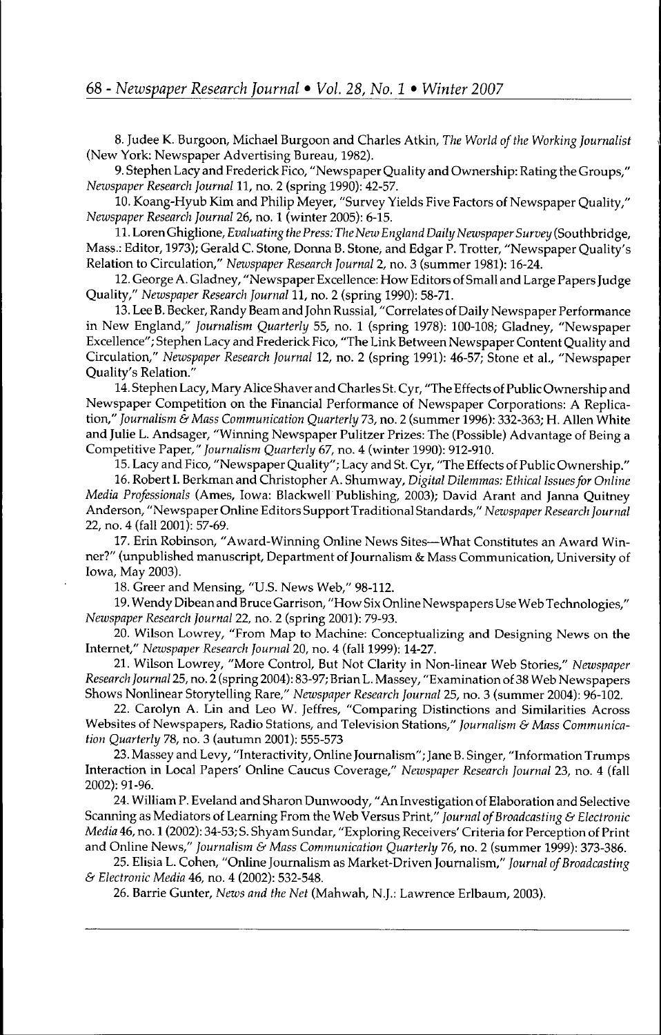8. Judee K. Burgoon, Michael Burgoon and Charles Atkin, *The World of the Working Journalist* (New York: Newspaper Advertising Bureau, 1982).

9. Stephen Lacy and Frederick Fico, "Newspaper Quality and Ownership: Rating the Groups," *Newspaper Research Journal* 11, no. 2 (spring 1990): 42-57.

10. Koang-Hyub Kim and Philip Meyer, "Survey Yields Five Factors of Newspaper Quality," *Newspaper Research Journal* 26, no. 1 (winter 2005): 6-15.

11. Loren Ghiglione, *Evaluating the Press: The New England Daily Newspaper Survey* (Southbridge, Mass.: Editor, 1973); Gerald C. Stone, Donna B. Stone, and Edgar P. Trotter, "Newspaper Quality's Relation to Circulation," *Newspaper Research Journal* 2, no. 3 (summer 1981): 16-24.

12. George A. Gladney, "Newspaper Excellence: How Editors of Small and Large Papers Judge Quality," *Newspaper Research Journal* 11, no. 2 (spring 1990): 58-71.

13. Lee B. Becker, Randy Beam and John Russial, "Correlates of Daily Newspaper Performance in New England," *Journalism Quarterly* 55, no. 1 (spring 1978): 100-108; Gladney, "Newspaper Excellence"; Stephen Lacy and Frederick Fico, "The Link Between Newspaper Content Quality and Circulation," *Newspaper Research Journal* 12, no. 2 (spring 1991): 46-57; Stone et al., "Newspaper Quality's Relation."

14. Stephen Lacy, Mary Alice Shaver and Charles St. Cyr, "The Effects of Public Ownership and Newspaper Competition on the Financial Performance of Newspaper Corporations: A Replication," *Journalism & Mass Communication Quarterly* 73, no. 2 (summer 1996): 332-363; H. Allen White and Julie L. Andsager, "Winning Newspaper Pulitzer Prizes: The (Possible) Advantage of Being a Competitive Paper," *Journalism Quarterly* 67, no. 4 (winter 1990): 912-910.

15. Lacy and Fico, "Newspaper Quality"; Lacy and St. Cyr, "The Effects of Public Ownership."

16. Robert I. Berkman and Christopher A. Shumway, *Digital Dilemmas: Ethical Issues for Online Media Professionals* (Ames, Iowa: Blackwell Publishing, 2003); David Arant and Janna Quitney Anderson, "Newspaper Online Editors Support Traditional Standards," *Newspaper Research Journal* 22, no. 4 (fall 2001): 57-69.

17. Erin Robinson, "Award-Winning Online News Sites—What Constitutes an Award Winner?" (unpublished manuscript, Department of Journalism & Mass Communication, University of Iowa, May 2003).

18. Greer and Mensing, "U.S. News Web," 98-112.

19. Wendy Dibean and Bruce Garrison, "How Six Online Newspapers Use Web Technologies," *Newspaper Research Journal* 22, no. 2 (spring 2001): 79-93.

20. Wilson Lowrey, "From Map to Machine: Conceptualizing and Designing News on the Internet," *Newspaper Research Journal* 20, no. 4 (fall 1999): 14-27.

21. Wilson Lowrey, "More Control, But Not Clarity in Non-linear Web Stories," *Newspaper Research Journal* 25, no. 2 (spring 2004): 83-97; Brian L. Massey, "Examination of 38 Web Newspapers Shows Nonlinear Storytelling Rare," *Newspaper Research Journal* 25, no. 3 (summer 2004): 96-102.

22. Carolyn A. Lin and Leo W. Jeffres, "Comparing Distinctions and Similarities Across Websites of Newspapers, Radio Stations, and Television Stations," *Journalism & Mass Communication Quarterly* 78, no. 3 (autumn 2001): 555-573

23. Massey and Levy, "Interactivity, Online Journalism"; Jane B. Singer, "Information Trumps Interaction in Local Papers' Online Caucus Coverage," *Newspaper Research Journal* 23, no. 4 (fall 2002): 91-96.

24. William P. Eveland and Sharon Dunwoody, "An Investigation of Elaboration and Selective Scanning as Mediators of Learning From the Web Versus Print," *Journal of Broadcasting & Electronic Media* 46, no. 1 (2002): 34-53; S. Shyam Sundar, "Exploring Receivers' Criteria for Perception of Print and Online News," *Journalism & Mass Communication Quarterly* 76, no. 2 (summer 1999): 373-386.

25. Elisia L. Cohen, "Online Journalism as Market-Driven Journalism," *Journal of Broadcasting & Electronic Media* 46, no. 4 (2002): 532-548.

26. Barrie Gunter, *News and the Net* (Mahwah, N.J.: Lawrence Erlbaum, 2003).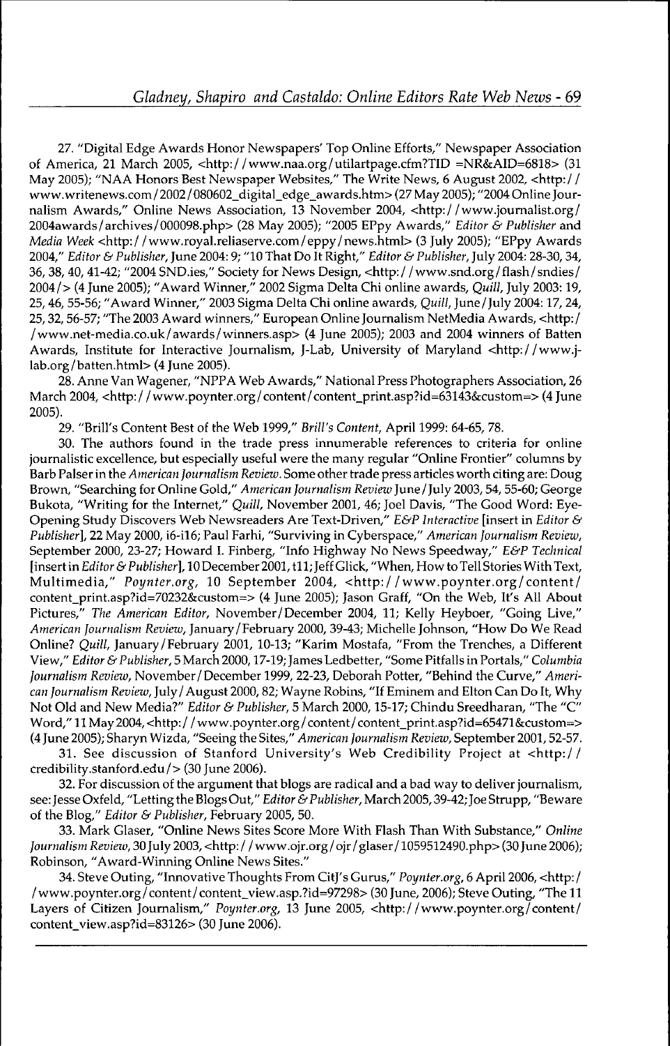27. "Digital Edge Awards Honor Newspapers' Top Online Efforts," Newspaper Association of America, 21 March 2005, <http://www.naa.org/utilartpage.cfm?TID =NR&AID=6818> (31 May 2005); "NAA Honors Best Newspaper Websites," The Write News, 6 August 2002, <http://www.writenews.com/2002/080602_digital_edge_awards.htm> (27 May 2005); "2004 Online Journalism Awards," Online News Association, 13 November 2004, <http://www.journalist.org/2004awards/archives/000098.php> (28 May 2005); "2005 EPpy Awards," *Editor & Publisher* and *Media Week* <http://www.royal.reliaserve.com/eppy/news.html> (3 July 2005); "EPpy Awards 2004," *Editor & Publisher*, June 2004: 9; "10 That Do It Right," *Editor & Publisher*, July 2004: 28-30, 34, 36, 38, 40, 41-42; "2004 SND.ies," Society for News Design, <http://www.snd.org/flash/sndies/2004/> (4 June 2005); "Award Winner," 2002 Sigma Delta Chi online awards, *Quill*, July 2003: 19, 25, 46, 55-56; "Award Winner," 2003 Sigma Delta Chi online awards, *Quill*, June/July 2004: 17, 24, 25, 32, 56-57; "The 2003 Award winners," European Online Journalism NetMedia Awards, <http://www.net-media.co.uk/awards/winners.asp> (4 June 2005); 2003 and 2004 winners of Batten Awards, Institute for Interactive Journalism, J-Lab, University of Maryland <http://www.j-lab.org/batten.html> (4 June 2005).

28. Anne Van Wagener, "NPPA Web Awards," National Press Photographers Association, 26 March 2004, <http://www.poynter.org/content/content_print.asp?id=63143&custom=> (4 June 2005).

29. "Brill's Content Best of the Web 1999," *Brill's Content*, April 1999: 64-65, 78.

30. The authors found in the trade press innumerable references to criteria for online journalistic excellence, but especially useful were the many regular "Online Frontier" columns by Barb Palser in the *American Journalism Review*. Some other trade press articles worth citing are: Doug Brown, "Searching for Online Gold," *American Journalism Review* June/July 2003, 54, 55-60; George Bukota, "Writing for the Internet," *Quill*, November 2001, 46; Joel Davis, "The Good Word: Eye-Opening Study Discovers Web Newsreaders Are Text-Driven," *E&P Interactive* [insert in *Editor & Publisher*], 22 May 2000, i6-i16; Paul Farhi, "Surviving in Cyberspace," *American Journalism Review*, September 2000, 23-27; Howard I. Finberg, "Info Highway No News Speedway," *E&P Technical* [insert in *Editor & Publisher*], 10 December 2001, t11; Jeff Glick, "When, How to Tell Stories With Text, Multimedia," *Poynter.org*, 10 September 2004, <http://www.poynter.org/content/content_print.asp?id=70232&custom=> (4 June 2005); Jason Graff, "On the Web, It's All About Pictures," *The American Editor*, November/December 2004, 11; Kelly Heyboer, "Going Live," *American Journalism Review*, January/February 2000, 39-43; Michelle Johnson, "How Do We Read Online? *Quill*, January/February 2001, 10-13; "Karim Mostafa, "From the Trenches, a Different View," *Editor & Publisher*, 5 March 2000, 17-19; James Ledbetter, "Some Pitfalls in Portals," *Columbia Journalism Review*, November/December 1999, 22-23, Deborah Potter, "Behind the Curve," *American Journalism Review*, July/August 2000, 82; Wayne Robins, "If Eminem and Elton Can Do It, Why Not Old and New Media?" *Editor & Publisher*, 5 March 2000, 15-17; Chindu Sreedharan, "The "C" Word," 11 May 2004, <http://www.poynter.org/content/content_print.asp?id=65471&custom=> (4 June 2005); Sharyn Wizda, "Seeing the Sites," *American Journalism Review*, September 2001, 52-57.

31. See discussion of Stanford University's Web Credibility Project at <http://credibility.stanford.edu/> (30 June 2006).

32. For discussion of the argument that blogs are radical and a bad way to deliver journalism, see: Jesse Oxfeld, "Letting the Blogs Out," *Editor & Publisher*, March 2005, 39-42; Joe Strupp, "Beware of the Blog," *Editor & Publisher*, February 2005, 50.

33. Mark Glaser, "Online News Sites Score More With Flash Than With Substance," *Online Journalism Review*, 30 July 2003, <http://www.ojr.org/ojr/glaser/1059512490.php> (30 June 2006); Robinson, "Award-Winning Online News Sites."

34. Steve Outing, "Innovative Thoughts From CitJ's Gurus," *Poynter.org*, 6 April 2006, <http://www.poynter.org/content/content_view.asp.?id=97298> (30 June, 2006); Steve Outing, "The 11 Layers of Citizen Journalism," *Poynter.org*, 13 June 2005, <http://www.poynter.org/content/content_view.asp?id=83126> (30 June 2006).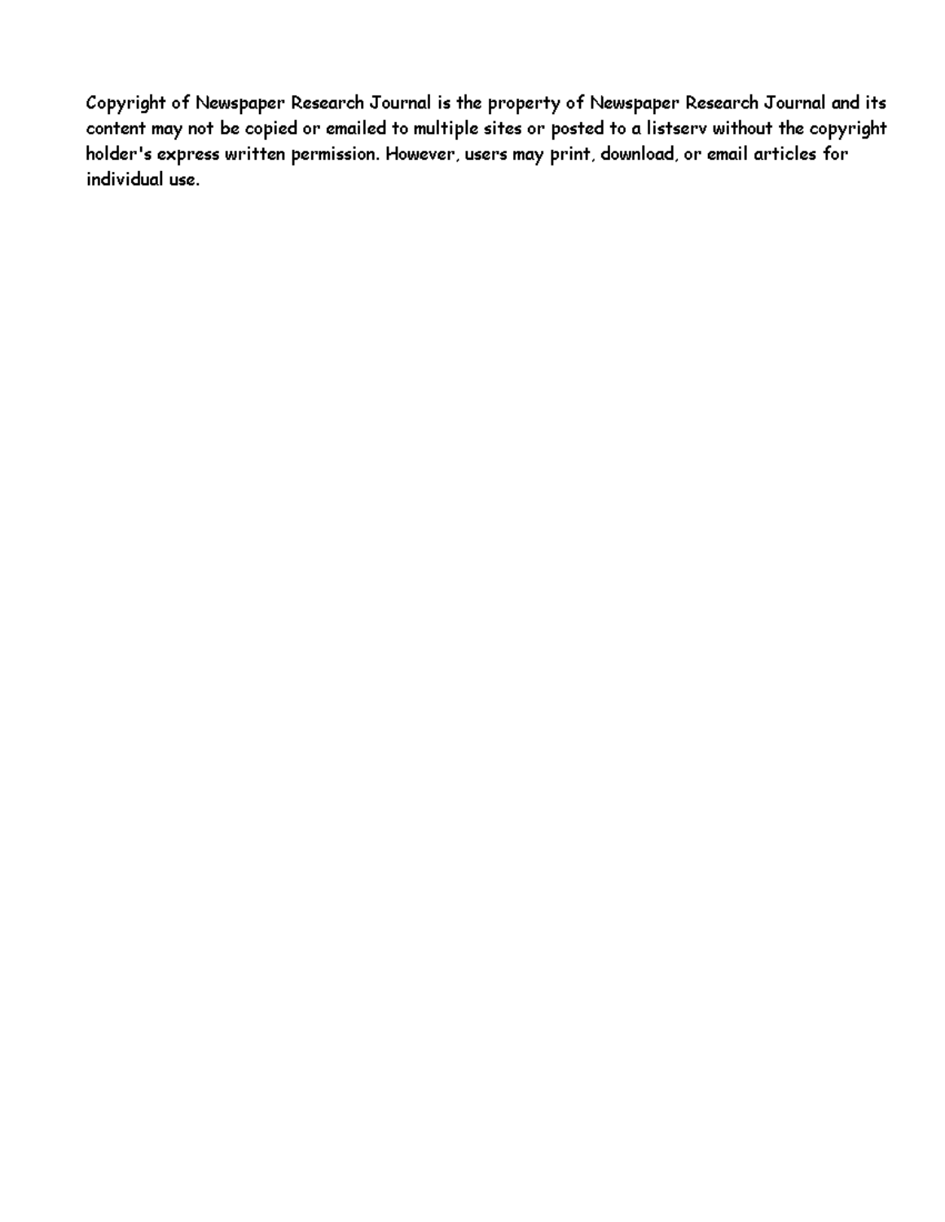Copyright of Newspaper Research Journal is the property of Newspaper Research Journal and its content may not be copied or emailed to multiple sites or posted to a listserv without the copyright holder's express written permission. However, users may print, download, or email articles for individual use.